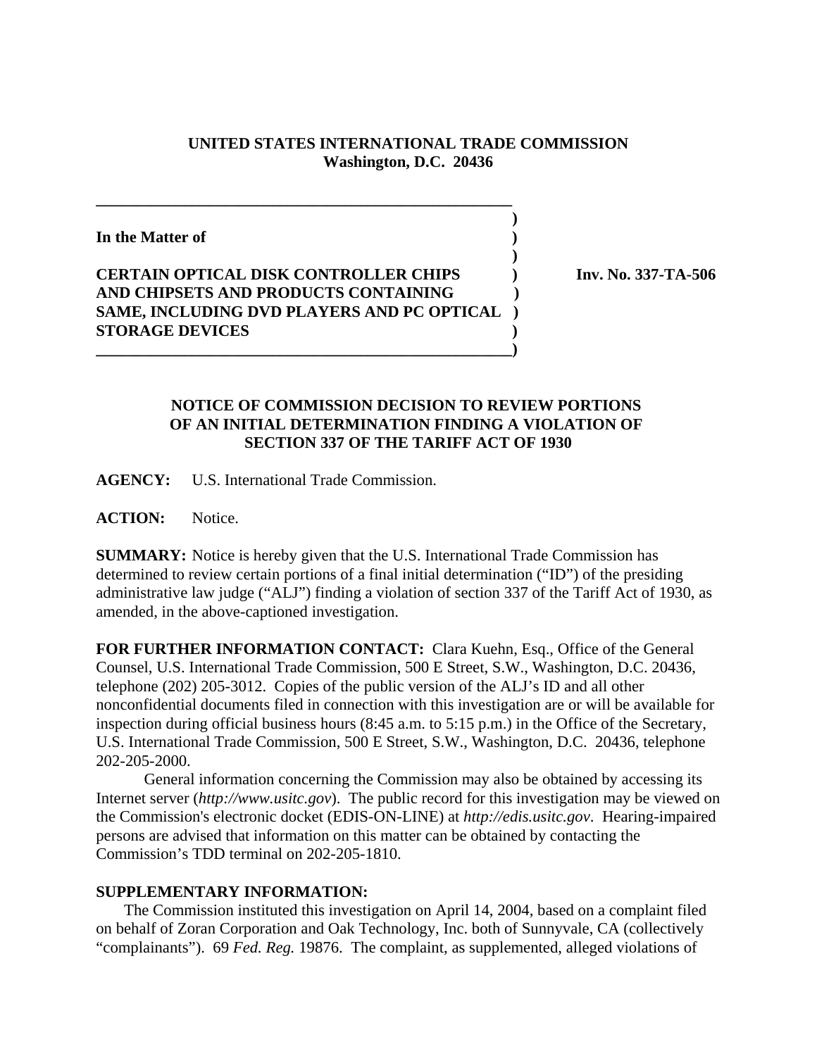**UNITED STATES INTERNATIONAL TRADE COMMISSION**
**Washington, D.C. 20436**

**In the Matter of**

**CERTAIN OPTICAL DISK CONTROLLER CHIPS AND CHIPSETS AND PRODUCTS CONTAINING SAME, INCLUDING DVD PLAYERS AND PC OPTICAL STORAGE DEVICES**

**Inv. No. 337-TA-506**

**NOTICE OF COMMISSION DECISION TO REVIEW PORTIONS OF AN INITIAL DETERMINATION FINDING A VIOLATION OF SECTION 337 OF THE TARIFF ACT OF 1930**

**AGENCY:** U.S. International Trade Commission.

**ACTION:** Notice.

**SUMMARY:** Notice is hereby given that the U.S. International Trade Commission has determined to review certain portions of a final initial determination ("ID") of the presiding administrative law judge ("ALJ") finding a violation of section 337 of the Tariff Act of 1930, as amended, in the above-captioned investigation.

**FOR FURTHER INFORMATION CONTACT:** Clara Kuehn, Esq., Office of the General Counsel, U.S. International Trade Commission, 500 E Street, S.W., Washington, D.C. 20436, telephone (202) 205-3012. Copies of the public version of the ALJ's ID and all other nonconfidential documents filed in connection with this investigation are or will be available for inspection during official business hours (8:45 a.m. to 5:15 p.m.) in the Office of the Secretary, U.S. International Trade Commission, 500 E Street, S.W., Washington, D.C. 20436, telephone 202-205-2000.

General information concerning the Commission may also be obtained by accessing its Internet server (*http://www.usitc.gov*). The public record for this investigation may be viewed on the Commission's electronic docket (EDIS-ON-LINE) at *http://edis.usitc.gov*. Hearing-impaired persons are advised that information on this matter can be obtained by contacting the Commission's TDD terminal on 202-205-1810.

**SUPPLEMENTARY INFORMATION:**

The Commission instituted this investigation on April 14, 2004, based on a complaint filed on behalf of Zoran Corporation and Oak Technology, Inc. both of Sunnyvale, CA (collectively "complainants"). 69 *Fed. Reg.* 19876. The complaint, as supplemented, alleged violations of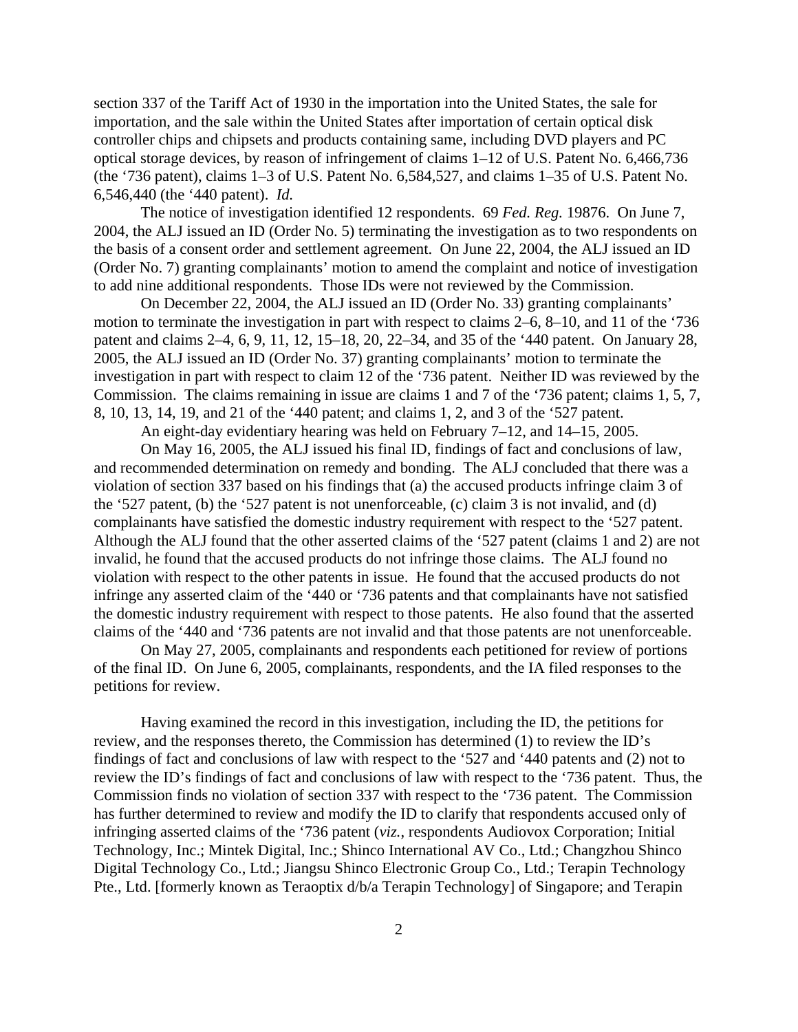section 337 of the Tariff Act of 1930 in the importation into the United States, the sale for importation, and the sale within the United States after importation of certain optical disk controller chips and chipsets and products containing same, including DVD players and PC optical storage devices, by reason of infringement of claims 1–12 of U.S. Patent No. 6,466,736 (the '736 patent), claims 1–3 of U.S. Patent No. 6,584,527, and claims 1–35 of U.S. Patent No. 6,546,440 (the '440 patent). *Id.*

The notice of investigation identified 12 respondents. 69 *Fed. Reg.* 19876. On June 7, 2004, the ALJ issued an ID (Order No. 5) terminating the investigation as to two respondents on the basis of a consent order and settlement agreement. On June 22, 2004, the ALJ issued an ID (Order No. 7) granting complainants' motion to amend the complaint and notice of investigation to add nine additional respondents. Those IDs were not reviewed by the Commission.

On December 22, 2004, the ALJ issued an ID (Order No. 33) granting complainants' motion to terminate the investigation in part with respect to claims 2–6, 8–10, and 11 of the '736 patent and claims 2–4, 6, 9, 11, 12, 15–18, 20, 22–34, and 35 of the '440 patent. On January 28, 2005, the ALJ issued an ID (Order No. 37) granting complainants' motion to terminate the investigation in part with respect to claim 12 of the '736 patent. Neither ID was reviewed by the Commission. The claims remaining in issue are claims 1 and 7 of the '736 patent; claims 1, 5, 7, 8, 10, 13, 14, 19, and 21 of the '440 patent; and claims 1, 2, and 3 of the '527 patent.

An eight-day evidentiary hearing was held on February 7–12, and 14–15, 2005.

On May 16, 2005, the ALJ issued his final ID, findings of fact and conclusions of law, and recommended determination on remedy and bonding. The ALJ concluded that there was a violation of section 337 based on his findings that (a) the accused products infringe claim 3 of the '527 patent, (b) the '527 patent is not unenforceable, (c) claim 3 is not invalid, and (d) complainants have satisfied the domestic industry requirement with respect to the '527 patent. Although the ALJ found that the other asserted claims of the '527 patent (claims 1 and 2) are not invalid, he found that the accused products do not infringe those claims. The ALJ found no violation with respect to the other patents in issue. He found that the accused products do not infringe any asserted claim of the '440 or '736 patents and that complainants have not satisfied the domestic industry requirement with respect to those patents. He also found that the asserted claims of the '440 and '736 patents are not invalid and that those patents are not unenforceable.

On May 27, 2005, complainants and respondents each petitioned for review of portions of the final ID. On June 6, 2005, complainants, respondents, and the IA filed responses to the petitions for review.

Having examined the record in this investigation, including the ID, the petitions for review, and the responses thereto, the Commission has determined (1) to review the ID's findings of fact and conclusions of law with respect to the '527 and '440 patents and (2) not to review the ID's findings of fact and conclusions of law with respect to the '736 patent. Thus, the Commission finds no violation of section 337 with respect to the '736 patent. The Commission has further determined to review and modify the ID to clarify that respondents accused only of infringing asserted claims of the '736 patent (*viz.*, respondents Audiovox Corporation; Initial Technology, Inc.; Mintek Digital, Inc.; Shinco International AV Co., Ltd.; Changzhou Shinco Digital Technology Co., Ltd.; Jiangsu Shinco Electronic Group Co., Ltd.; Terapin Technology Pte., Ltd. [formerly known as Teraoptix d/b/a Terapin Technology] of Singapore; and Terapin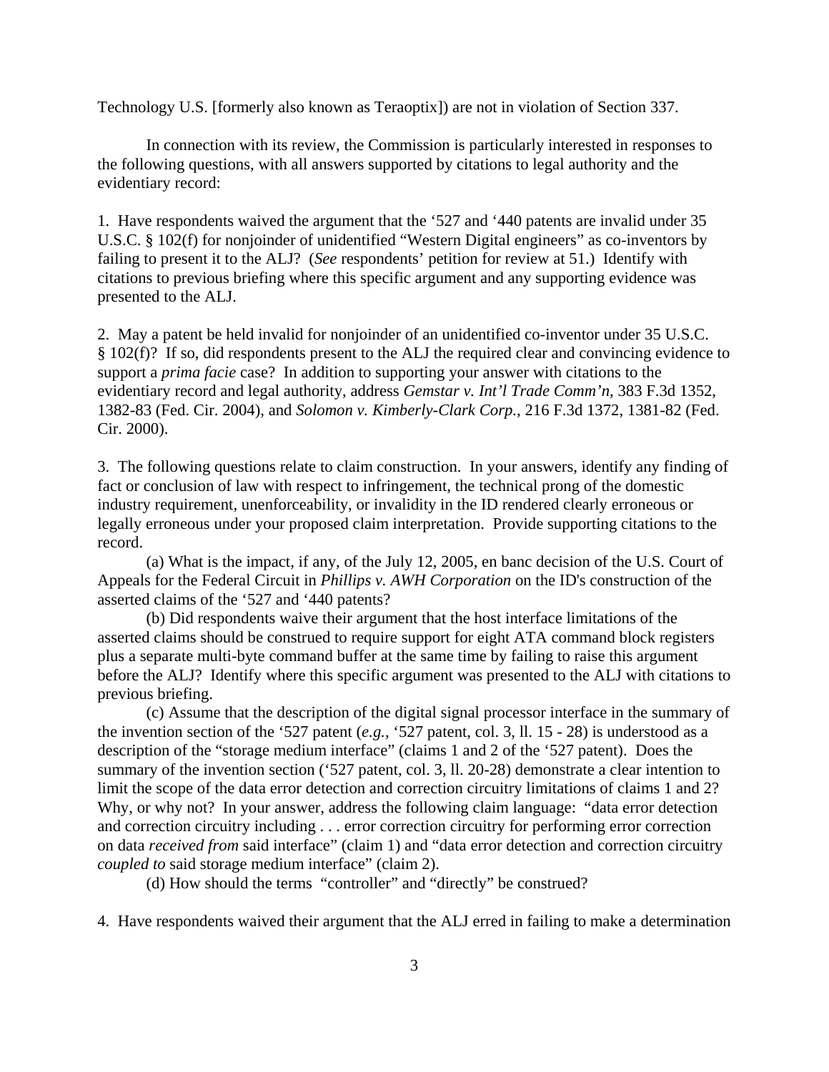Technology U.S. [formerly also known as Teraoptix]) are not in violation of Section 337.

In connection with its review, the Commission is particularly interested in responses to the following questions, with all answers supported by citations to legal authority and the evidentiary record:

1. Have respondents waived the argument that the '527 and '440 patents are invalid under 35 U.S.C. § 102(f) for nonjoinder of unidentified "Western Digital engineers" as co-inventors by failing to present it to the ALJ? (*See* respondents' petition for review at 51.) Identify with citations to previous briefing where this specific argument and any supporting evidence was presented to the ALJ.

2. May a patent be held invalid for nonjoinder of an unidentified co-inventor under 35 U.S.C. § 102(f)? If so, did respondents present to the ALJ the required clear and convincing evidence to support a *prima facie* case? In addition to supporting your answer with citations to the evidentiary record and legal authority, address *Gemstar v. Int'l Trade Comm'n*, 383 F.3d 1352, 1382-83 (Fed. Cir. 2004), and *Solomon v. Kimberly-Clark Corp.*, 216 F.3d 1372, 1381-82 (Fed. Cir. 2000).

3. The following questions relate to claim construction. In your answers, identify any finding of fact or conclusion of law with respect to infringement, the technical prong of the domestic industry requirement, unenforceability, or invalidity in the ID rendered clearly erroneous or legally erroneous under your proposed claim interpretation. Provide supporting citations to the record.

(a) What is the impact, if any, of the July 12, 2005, en banc decision of the U.S. Court of Appeals for the Federal Circuit in *Phillips v. AWH Corporation* on the ID's construction of the asserted claims of the '527 and '440 patents?

(b) Did respondents waive their argument that the host interface limitations of the asserted claims should be construed to require support for eight ATA command block registers plus a separate multi-byte command buffer at the same time by failing to raise this argument before the ALJ? Identify where this specific argument was presented to the ALJ with citations to previous briefing.

(c) Assume that the description of the digital signal processor interface in the summary of the invention section of the '527 patent (*e.g.*, '527 patent, col. 3, ll. 15 - 28) is understood as a description of the "storage medium interface" (claims 1 and 2 of the '527 patent). Does the summary of the invention section ('527 patent, col. 3, ll. 20-28) demonstrate a clear intention to limit the scope of the data error detection and correction circuitry limitations of claims 1 and 2? Why, or why not? In your answer, address the following claim language: "data error detection and correction circuitry including . . . error correction circuitry for performing error correction on data *received from* said interface" (claim 1) and "data error detection and correction circuitry *coupled to* said storage medium interface" (claim 2).

(d) How should the terms "controller" and "directly" be construed?

4. Have respondents waived their argument that the ALJ erred in failing to make a determination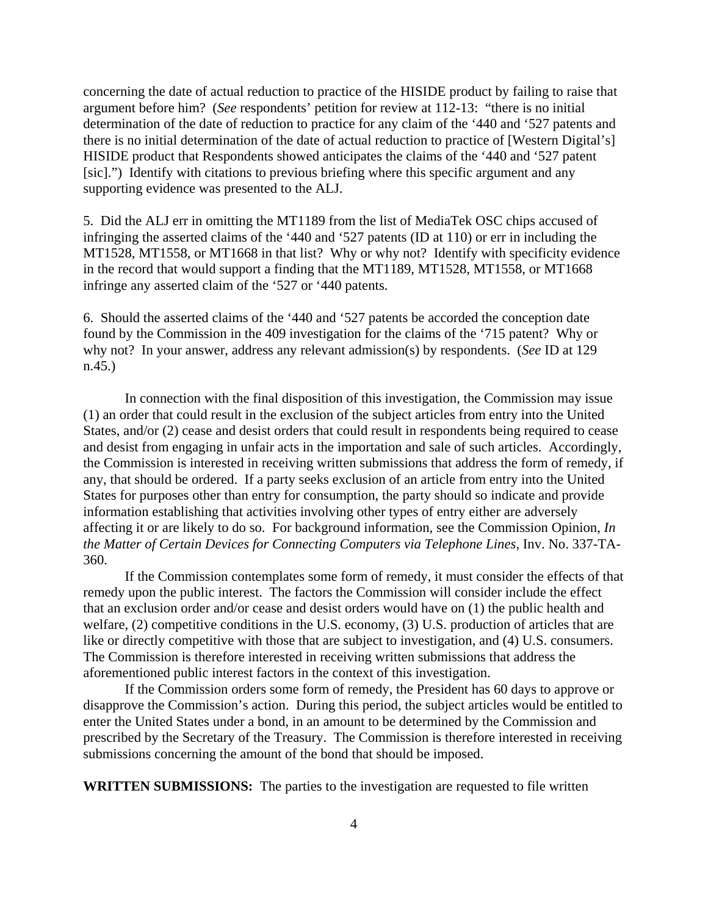concerning the date of actual reduction to practice of the HISIDE product by failing to raise that argument before him? (*See* respondents' petition for review at 112-13: "there is no initial determination of the date of reduction to practice for any claim of the '440 and '527 patents and there is no initial determination of the date of actual reduction to practice of [Western Digital's] HISIDE product that Respondents showed anticipates the claims of the '440 and '527 patent [sic].") Identify with citations to previous briefing where this specific argument and any supporting evidence was presented to the ALJ.

5. Did the ALJ err in omitting the MT1189 from the list of MediaTek OSC chips accused of infringing the asserted claims of the '440 and '527 patents (ID at 110) or err in including the MT1528, MT1558, or MT1668 in that list? Why or why not? Identify with specificity evidence in the record that would support a finding that the MT1189, MT1528, MT1558, or MT1668 infringe any asserted claim of the '527 or '440 patents.

6. Should the asserted claims of the '440 and '527 patents be accorded the conception date found by the Commission in the 409 investigation for the claims of the '715 patent? Why or why not? In your answer, address any relevant admission(s) by respondents. (*See* ID at 129 n.45.)

In connection with the final disposition of this investigation, the Commission may issue (1) an order that could result in the exclusion of the subject articles from entry into the United States, and/or (2) cease and desist orders that could result in respondents being required to cease and desist from engaging in unfair acts in the importation and sale of such articles. Accordingly, the Commission is interested in receiving written submissions that address the form of remedy, if any, that should be ordered. If a party seeks exclusion of an article from entry into the United States for purposes other than entry for consumption, the party should so indicate and provide information establishing that activities involving other types of entry either are adversely affecting it or are likely to do so. For background information, see the Commission Opinion, *In the Matter of Certain Devices for Connecting Computers via Telephone Lines*, Inv. No. 337-TA-360.

If the Commission contemplates some form of remedy, it must consider the effects of that remedy upon the public interest. The factors the Commission will consider include the effect that an exclusion order and/or cease and desist orders would have on (1) the public health and welfare, (2) competitive conditions in the U.S. economy, (3) U.S. production of articles that are like or directly competitive with those that are subject to investigation, and (4) U.S. consumers. The Commission is therefore interested in receiving written submissions that address the aforementioned public interest factors in the context of this investigation.

If the Commission orders some form of remedy, the President has 60 days to approve or disapprove the Commission's action. During this period, the subject articles would be entitled to enter the United States under a bond, in an amount to be determined by the Commission and prescribed by the Secretary of the Treasury. The Commission is therefore interested in receiving submissions concerning the amount of the bond that should be imposed.

**WRITTEN SUBMISSIONS:** The parties to the investigation are requested to file written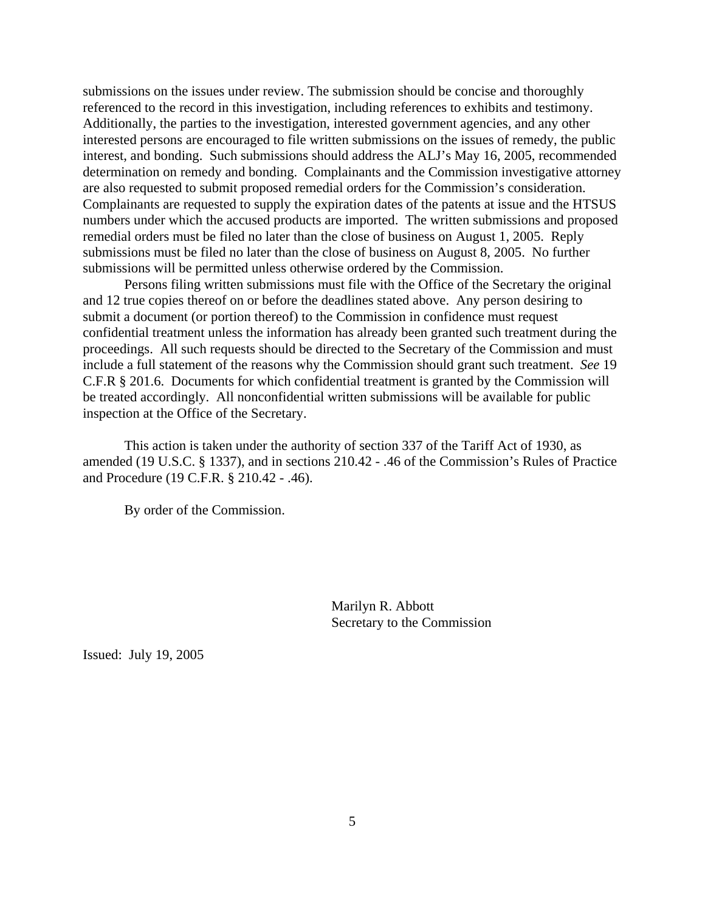submissions on the issues under review. The submission should be concise and thoroughly referenced to the record in this investigation, including references to exhibits and testimony. Additionally, the parties to the investigation, interested government agencies, and any other interested persons are encouraged to file written submissions on the issues of remedy, the public interest, and bonding. Such submissions should address the ALJ's May 16, 2005, recommended determination on remedy and bonding. Complainants and the Commission investigative attorney are also requested to submit proposed remedial orders for the Commission's consideration. Complainants are requested to supply the expiration dates of the patents at issue and the HTSUS numbers under which the accused products are imported. The written submissions and proposed remedial orders must be filed no later than the close of business on August 1, 2005. Reply submissions must be filed no later than the close of business on August 8, 2005. No further submissions will be permitted unless otherwise ordered by the Commission.

Persons filing written submissions must file with the Office of the Secretary the original and 12 true copies thereof on or before the deadlines stated above. Any person desiring to submit a document (or portion thereof) to the Commission in confidence must request confidential treatment unless the information has already been granted such treatment during the proceedings. All such requests should be directed to the Secretary of the Commission and must include a full statement of the reasons why the Commission should grant such treatment. *See* 19 C.F.R § 201.6. Documents for which confidential treatment is granted by the Commission will be treated accordingly. All nonconfidential written submissions will be available for public inspection at the Office of the Secretary.

This action is taken under the authority of section 337 of the Tariff Act of 1930, as amended (19 U.S.C. § 1337), and in sections 210.42 - .46 of the Commission's Rules of Practice and Procedure (19 C.F.R. § 210.42 - .46).

By order of the Commission.

Marilyn R. Abbott
Secretary to the Commission

Issued: July 19, 2005